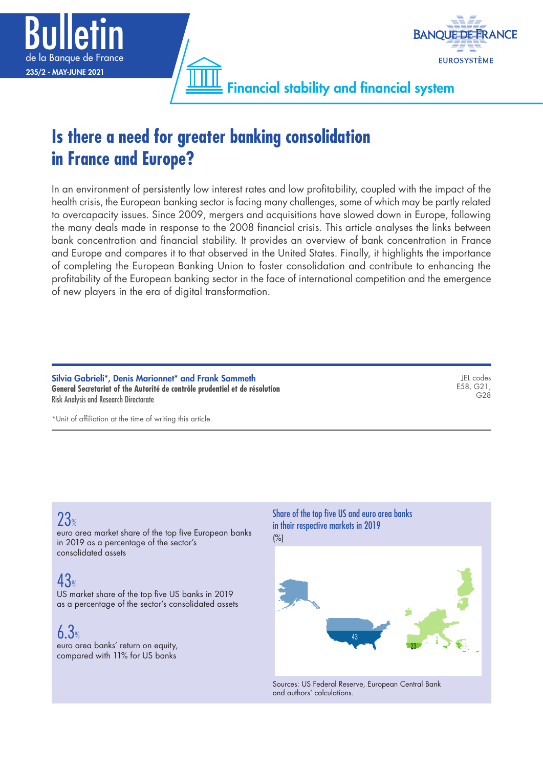Bulletin
de la Banque de France
235/2 - MAY-JUNE 2021

Financial stability and financial system

# Is there a need for greater banking consolidation in France and Europe?

In an environment of persistently low interest rates and low profitability, coupled with the impact of the health crisis, the European banking sector is facing many challenges, some of which may be partly related to overcapacity issues. Since 2009, mergers and acquisitions have slowed down in Europe, following the many deals made in response to the 2008 financial crisis. This article analyses the links between bank concentration and financial stability. It provides an overview of bank concentration in France and Europe and compares it to that observed in the United States. Finally, it highlights the importance of completing the European Banking Union to foster consolidation and contribute to enhancing the profitability of the European banking sector in the face of international competition and the emergence of new players in the era of digital transformation.

**Silvia Gabrieli\*, Denis Marionnet\* and Frank Sammeth**
**General Secretariat of the Autorité de contrôle prudentiel et de résolution**
Risk Analysis and Research Directorate

JEL codes
E58, G21, G28

\*Unit of affiliation at the time of writing this article.

**23%**
euro area market share of the top five European banks in 2019 as a percentage of the sector's consolidated assets

**43%**
US market share of the top five US banks in 2019 as a percentage of the sector's consolidated assets

**6.3%**
euro area banks' return on equity, compared with 11% for US banks

Share of the top five US and euro area banks in their respective markets in 2019
(%)

43
23

Sources: US Federal Reserve, European Central Bank and authors' calculations.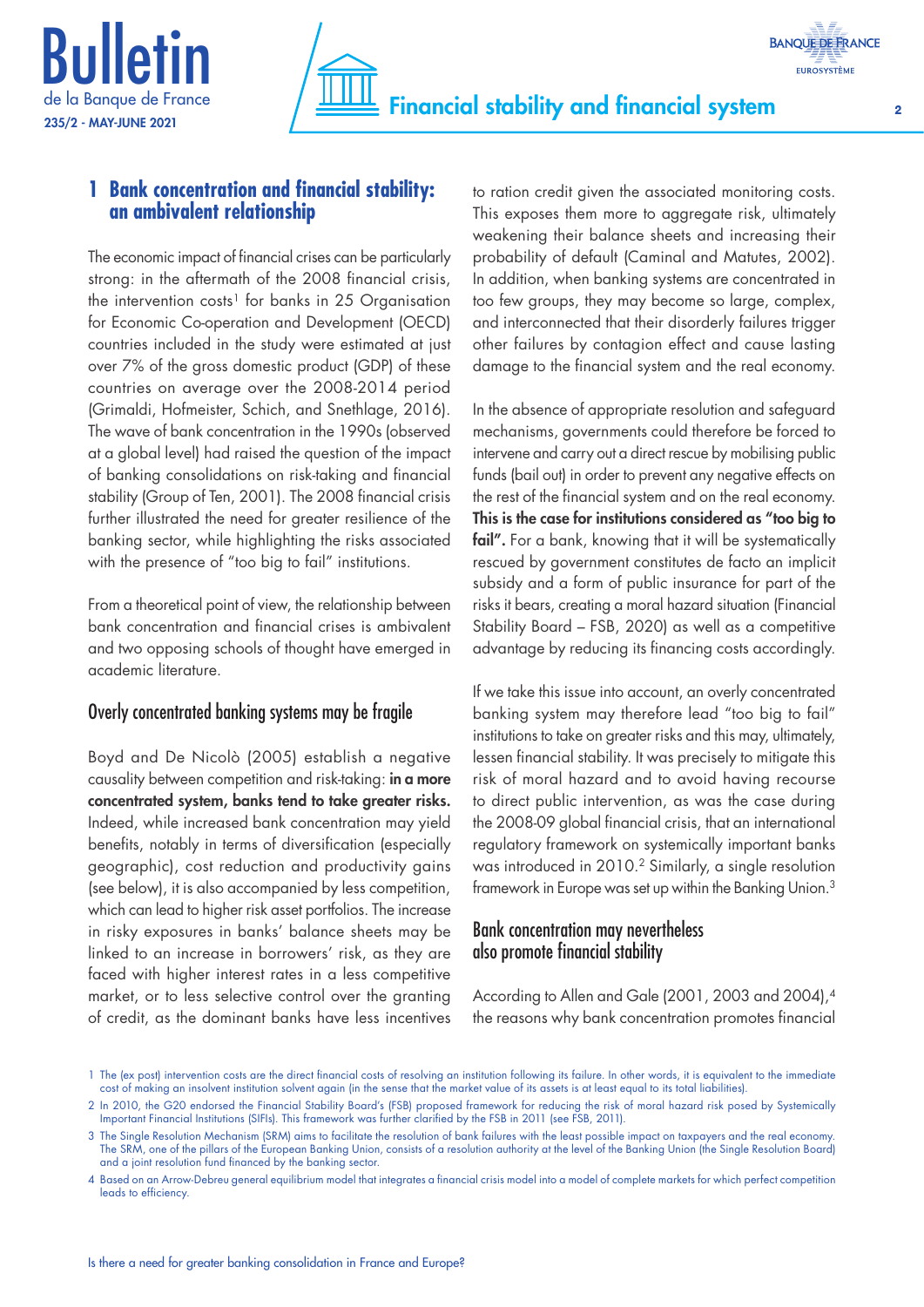## 1 Bank concentration and financial stability: an ambivalent relationship

The economic impact of financial crises can be particularly strong: in the aftermath of the 2008 financial crisis, the intervention costs[1] for banks in 25 Organisation for Economic Co‑operation and Development (OECD) countries included in the study were estimated at just over 7% of the gross domestic product (GDP) of these countries on average over the 2008‑2014 period (Grimaldi, Hofmeister, Schich, and Snethlage, 2016). The wave of bank concentration in the 1990s (observed at a global level) had raised the question of the impact of banking consolidations on risk‑taking and financial stability (Group of Ten, 2001). The 2008 financial crisis further illustrated the need for greater resilience of the banking sector, while highlighting the risks associated with the presence of "too big to fail" institutions.

From a theoretical point of view, the relationship between bank concentration and financial crises is ambivalent and two opposing schools of thought have emerged in academic literature.

### Overly concentrated banking systems may be fragile

Boyd and De Nicolò (2005) establish a negative causality between competition and risk‑taking: **in a more concentrated system, banks tend to take greater risks.** Indeed, while increased bank concentration may yield benefits, notably in terms of diversification (especially geographic), cost reduction and productivity gains (see below), it is also accompanied by less competition, which can lead to higher risk asset portfolios. The increase in risky exposures in banks' balance sheets may be linked to an increase in borrowers' risk, as they are faced with higher interest rates in a less competitive market, or to less selective control over the granting of credit, as the dominant banks have less incentives to ration credit given the associated monitoring costs. This exposes them more to aggregate risk, ultimately weakening their balance sheets and increasing their probability of default (Caminal and Matutes, 2002). In addition, when banking systems are concentrated in too few groups, they may become so large, complex, and interconnected that their disorderly failures trigger other failures by contagion effect and cause lasting damage to the financial system and the real economy.

In the absence of appropriate resolution and safeguard mechanisms, governments could therefore be forced to intervene and carry out a direct rescue by mobilising public funds (bail out) in order to prevent any negative effects on the rest of the financial system and on the real economy. **This is the case for institutions considered as "too big to fail".** For a bank, knowing that it will be systematically rescued by government constitutes de facto an implicit subsidy and a form of public insurance for part of the risks it bears, creating a moral hazard situation (Financial Stability Board – FSB, 2020) as well as a competitive advantage by reducing its financing costs accordingly.

If we take this issue into account, an overly concentrated banking system may therefore lead "too big to fail" institutions to take on greater risks and this may, ultimately, lessen financial stability. It was precisely to mitigate this risk of moral hazard and to avoid having recourse to direct public intervention, as was the case during the 2008‑09 global financial crisis, that an international regulatory framework on systemically important banks was introduced in 2010.[2] Similarly, a single resolution framework in Europe was set up within the Banking Union.[3]

### Bank concentration may nevertheless also promote financial stability

According to Allen and Gale (2001, 2003 and 2004),[4] the reasons why bank concentration promotes financial

---

1 The (ex post) intervention costs are the direct financial costs of resolving an institution following its failure. In other words, it is equivalent to the immediate cost of making an insolvent institution solvent again (in the sense that the market value of its assets is at least equal to its total liabilities).

2 In 2010, the G20 endorsed the Financial Stability Board's (FSB) proposed framework for reducing the risk of moral hazard risk posed by Systemically Important Financial Institutions (SIFIs). This framework was further clarified by the FSB in 2011 (see FSB, 2011).

3 The Single Resolution Mechanism (SRM) aims to facilitate the resolution of bank failures with the least possible impact on taxpayers and the real economy. The SRM, one of the pillars of the European Banking Union, consists of a resolution authority at the level of the Banking Union (the Single Resolution Board) and a joint resolution fund financed by the banking sector.

4 Based on an Arrow‑Debreu general equilibrium model that integrates a financial crisis model into a model of complete markets for which perfect competition leads to efficiency.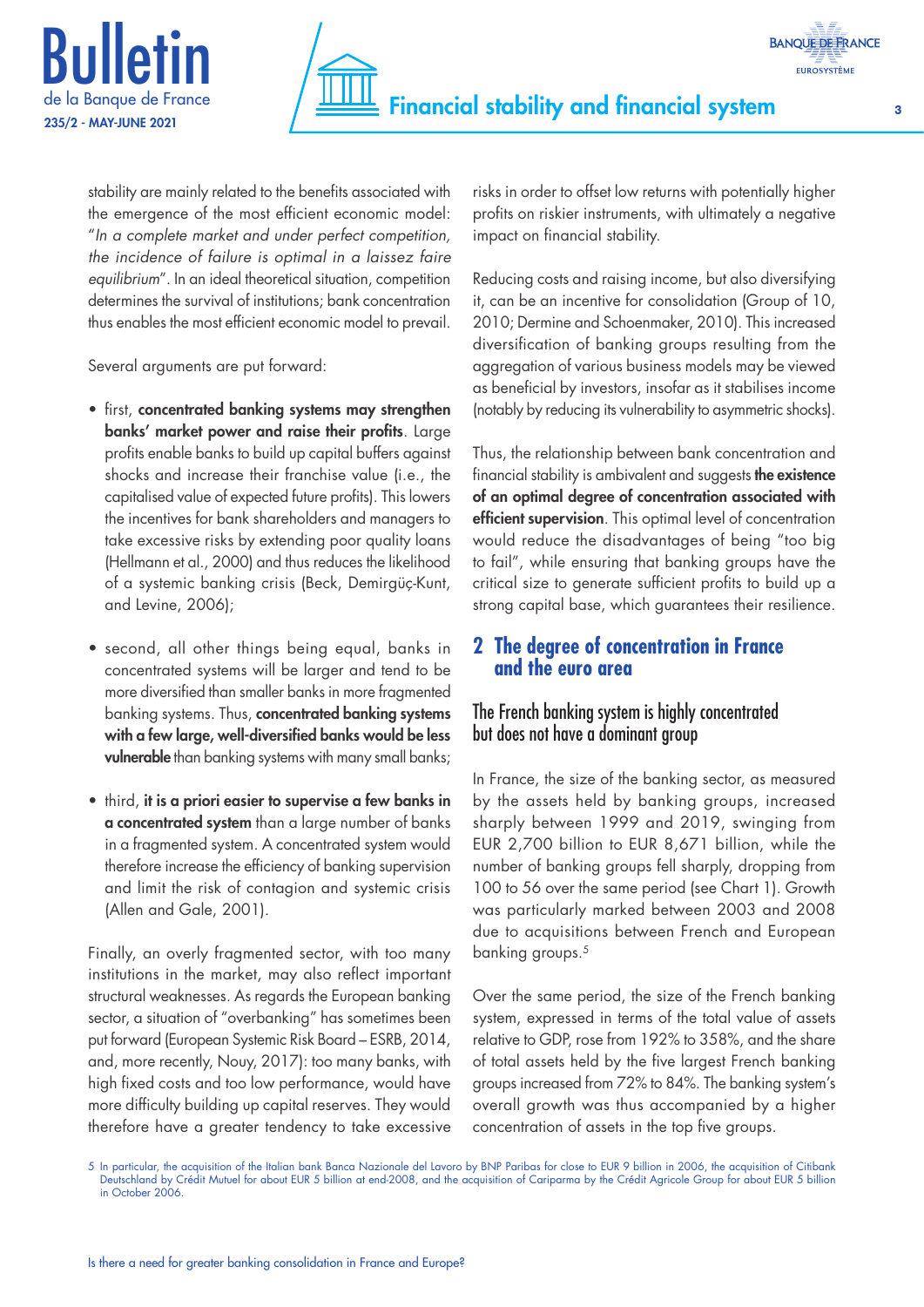stability are mainly related to the benefits associated with the emergence of the most efficient economic model: "*In a complete market and under perfect competition, the incidence of failure is optimal in a laissez faire equilibrium*". In an ideal theoretical situation, competition determines the survival of institutions; bank concentration thus enables the most efficient economic model to prevail.

Several arguments are put forward:

- first, **concentrated banking systems may strengthen banks' market power and raise their profits**. Large profits enable banks to build up capital buffers against shocks and increase their franchise value (i.e., the capitalised value of expected future profits). This lowers the incentives for bank shareholders and managers to take excessive risks by extending poor quality loans (Hellmann et al., 2000) and thus reduces the likelihood of a systemic banking crisis (Beck, Demirgüç-Kunt, and Levine, 2006);
- second, all other things being equal, banks in concentrated systems will be larger and tend to be more diversified than smaller banks in more fragmented banking systems. Thus, **concentrated banking systems with a few large, well-diversified banks would be less vulnerable** than banking systems with many small banks;
- third, **it is a priori easier to supervise a few banks in a concentrated system** than a large number of banks in a fragmented system. A concentrated system would therefore increase the efficiency of banking supervision and limit the risk of contagion and systemic crisis (Allen and Gale, 2001).

Finally, an overly fragmented sector, with too many institutions in the market, may also reflect important structural weaknesses. As regards the European banking sector, a situation of "overbanking" has sometimes been put forward (European Systemic Risk Board – ESRB, 2014, and, more recently, Nouy, 2017): too many banks, with high fixed costs and too low performance, would have more difficulty building up capital reserves. They would therefore have a greater tendency to take excessive risks in order to offset low returns with potentially higher profits on riskier instruments, with ultimately a negative impact on financial stability.

Reducing costs and raising income, but also diversifying it, can be an incentive for consolidation (Group of 10, 2010; Dermine and Schoenmaker, 2010). This increased diversification of banking groups resulting from the aggregation of various business models may be viewed as beneficial by investors, insofar as it stabilises income (notably by reducing its vulnerability to asymmetric shocks).

Thus, the relationship between bank concentration and financial stability is ambivalent and suggests **the existence of an optimal degree of concentration associated with efficient supervision**. This optimal level of concentration would reduce the disadvantages of being "too big to fail", while ensuring that banking groups have the critical size to generate sufficient profits to build up a strong capital base, which guarantees their resilience.

## 2 The degree of concentration in France and the euro area

### The French banking system is highly concentrated but does not have a dominant group

In France, the size of the banking sector, as measured by the assets held by banking groups, increased sharply between 1999 and 2019, swinging from EUR 2,700 billion to EUR 8,671 billion, while the number of banking groups fell sharply, dropping from 100 to 56 over the same period (see Chart 1). Growth was particularly marked between 2003 and 2008 due to acquisitions between French and European banking groups.[5]

Over the same period, the size of the French banking system, expressed in terms of the total value of assets relative to GDP, rose from 192% to 358%, and the share of total assets held by the five largest French banking groups increased from 72% to 84%. The banking system's overall growth was thus accompanied by a higher concentration of assets in the top five groups.

5 In particular, the acquisition of the Italian bank Banca Nazionale del Lavoro by BNP Paribas for close to EUR 9 billion in 2006, the acquisition of Citibank Deutschland by Crédit Mutuel for about EUR 5 billion at end-2008, and the acquisition of Cariparma by the Crédit Agricole Group for about EUR 5 billion in October 2006.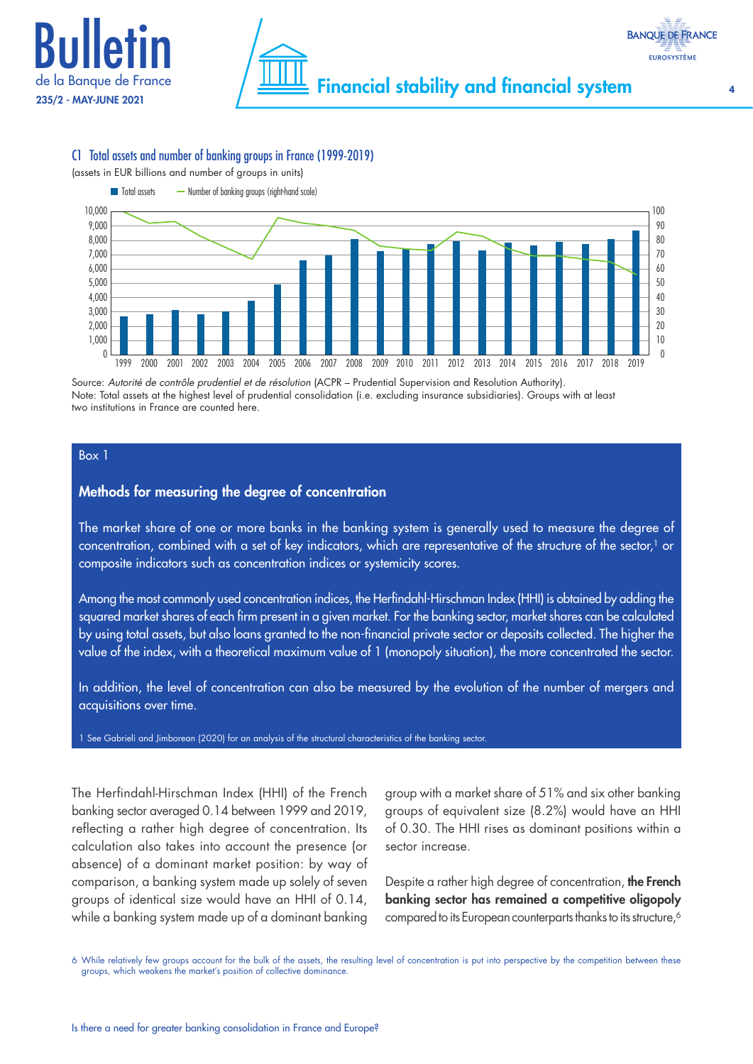### C1 Total assets and number of banking groups in France (1999-2019)

(assets in EUR billions and number of groups in units)

Source: *Autorité de contrôle prudentiel et de résolution* (ACPR – Prudential Supervision and Resolution Authority).
Note: Total assets at the highest level of prudential consolidation (i.e. excluding insurance subsidiaries). Groups with at least two institutions in France are counted here.

> **Box 1**
>
> **Methods for measuring the degree of concentration**
>
> The market share of one or more banks in the banking system is generally used to measure the degree of concentration, combined with a set of key indicators, which are representative of the structure of the sector,[1] or composite indicators such as concentration indices or systemicity scores.
>
> Among the most commonly used concentration indices, the Herfindahl-Hirschman Index (HHI) is obtained by adding the squared market shares of each firm present in a given market. For the banking sector, market shares can be calculated by using total assets, but also loans granted to the non-financial private sector or deposits collected. The higher the value of the index, with a theoretical maximum value of 1 (monopoly situation), the more concentrated the sector.
>
> In addition, the level of concentration can also be measured by the evolution of the number of mergers and acquisitions over time.
>
> 1 See Gabrieli and Jimborean (2020) for an analysis of the structural characteristics of the banking sector.

The Herfindahl-Hirschman Index (HHI) of the French banking sector averaged 0.14 between 1999 and 2019, reflecting a rather high degree of concentration. Its calculation also takes into account the presence (or absence) of a dominant market position: by way of comparison, a banking system made up solely of seven groups of identical size would have an HHI of 0.14, while a banking system made up of a dominant banking group with a market share of 51% and six other banking groups of equivalent size (8.2%) would have an HHI of 0.30. The HHI rises as dominant positions within a sector increase.

Despite a rather high degree of concentration, **the French banking sector has remained a competitive oligopoly** compared to its European counterparts thanks to its structure,[6]

6 While relatively few groups account for the bulk of the assets, the resulting level of concentration is put into perspective by the competition between these groups, which weakens the market's position of collective dominance.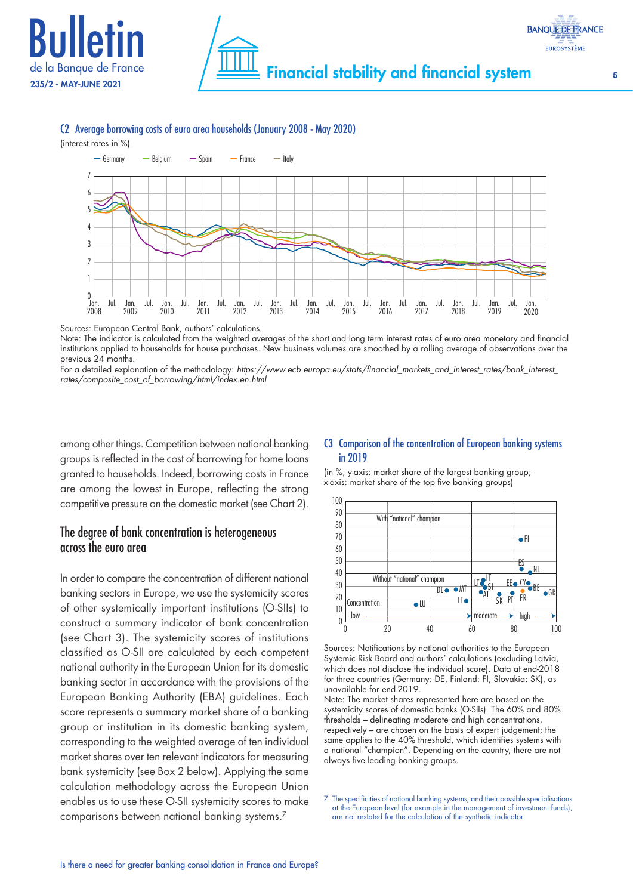### C2 Average borrowing costs of euro area households (January 2008 - May 2020)

(interest rates in %)

Sources: European Central Bank, authors' calculations.
Note: The indicator is calculated from the weighted averages of the short and long term interest rates of euro area monetary and financial institutions applied to households for house purchases. New business volumes are smoothed by a rolling average of observations over the previous 24 months.
For a detailed explanation of the methodology: *https://www.ecb.europa.eu/stats/financial_markets_and_interest_rates/bank_interest_rates/composite_cost_of_borrowing/html/index.en.html*

among other things. Competition between national banking groups is reflected in the cost of borrowing for home loans granted to households. Indeed, borrowing costs in France are among the lowest in Europe, reflecting the strong competitive pressure on the domestic market (see Chart 2).

## The degree of bank concentration is heterogeneous across the euro area

In order to compare the concentration of different national banking sectors in Europe, we use the systemicity scores of other systemically important institutions (O-SIIs) to construct a summary indicator of bank concentration (see Chart 3). The systemicity scores of institutions classified as O-SII are calculated by each competent national authority in the European Union for its domestic banking sector in accordance with the provisions of the European Banking Authority (EBA) guidelines. Each score represents a summary market share of a banking group or institution in its domestic banking system, corresponding to the weighted average of ten individual market shares over ten relevant indicators for measuring bank systemicity (see Box 2 below). Applying the same calculation methodology across the European Union enables us to use these O-SII systemicity scores to make comparisons between national banking systems.[7]

### C3 Comparison of the concentration of European banking systems in 2019

(in %; y-axis: market share of the largest banking group; x-axis: market share of the top five banking groups)

Sources: Notifications by national authorities to the European Systemic Risk Board and authors' calculations (excluding Latvia, which does not disclose the individual score). Data at end-2018 for three countries (Germany: DE, Finland: FI, Slovakia: SK), as unavailable for end-2019.
Note: The market shares represented here are based on the systemicity scores of domestic banks (O-SIIs). The 60% and 80% thresholds – delineating moderate and high concentrations, respectively – are chosen on the basis of expert judgement; the same applies to the 40% threshold, which identifies systems with a national "champion". Depending on the country, there are not always five leading banking groups.

7 The specificities of national banking systems, and their possible specialisations at the European level (for example in the management of investment funds), are not restated for the calculation of the synthetic indicator.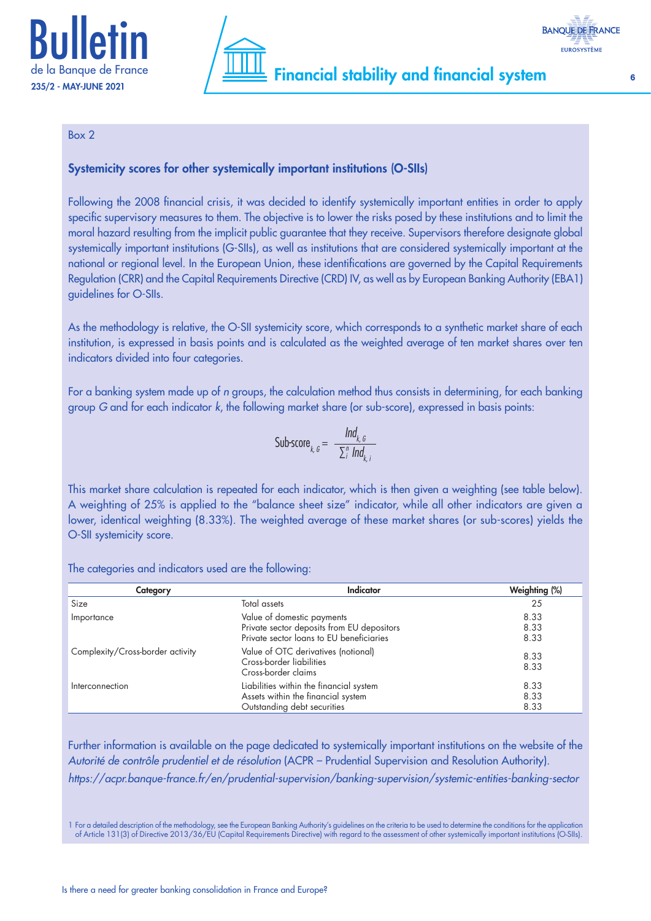Box 2

## Systemicity scores for other systemically important institutions (O-SIIs)

Following the 2008 financial crisis, it was decided to identify systemically important entities in order to apply specific supervisory measures to them. The objective is to lower the risks posed by these institutions and to limit the moral hazard resulting from the implicit public guarantee that they receive. Supervisors therefore designate global systemically important institutions (G-SIIs), as well as institutions that are considered systemically important at the national or regional level. In the European Union, these identifications are governed by the Capital Requirements Regulation (CRR) and the Capital Requirements Directive (CRD) IV, as well as by European Banking Authority (EBA[1]) guidelines for O-SIIs.

As the methodology is relative, the O-SII systemicity score, which corresponds to a synthetic market share of each institution, is expressed in basis points and is calculated as the weighted average of ten market shares over ten indicators divided into four categories.

For a banking system made up of *n* groups, the calculation method thus consists in determining, for each banking group *G* and for each indicator *k*, the following market share (or sub-score), expressed in basis points:

$$\text{Sub-score}_{k,G} = \frac{Ind_{k,G}}{\sum_i^n Ind_{k,i}}$$

This market share calculation is repeated for each indicator, which is then given a weighting (see table below). A weighting of 25% is applied to the "balance sheet size" indicator, while all other indicators are given a lower, identical weighting (8.33%). The weighted average of these market shares (or sub-scores) yields the O-SII systemicity score.

The categories and indicators used are the following:

| Category | Indicator | Weighting (%) |
|---|---|---|
| Size | Total assets | 25 |
| Importance | Value of domestic payments | 8.33 |
| | Private sector deposits from EU depositors | 8.33 |
| | Private sector loans to EU beneficiaries | 8.33 |
| Complexity/Cross-border activity | Value of OTC derivatives (notional) | 8.33 |
| | Cross-border liabilities | 8.33 |
| | Cross-border claims | |
| Interconnection | Liabilities within the financial system | 8.33 |
| | Assets within the financial system | 8.33 |
| | Outstanding debt securities | 8.33 |

Further information is available on the page dedicated to systemically important institutions on the website of the *Autorité de contrôle prudentiel et de résolution* (ACPR – Prudential Supervision and Resolution Authority).
*https://acpr.banque-france.fr/en/prudential-supervision/banking-supervision/systemic-entities-banking-sector*

1 For a detailed description of the methodology, see the European Banking Authority's guidelines on the criteria to be used to determine the conditions for the application of Article 131(3) of Directive 2013/36/EU (Capital Requirements Directive) with regard to the assessment of other systemically important institutions (O-SIIs).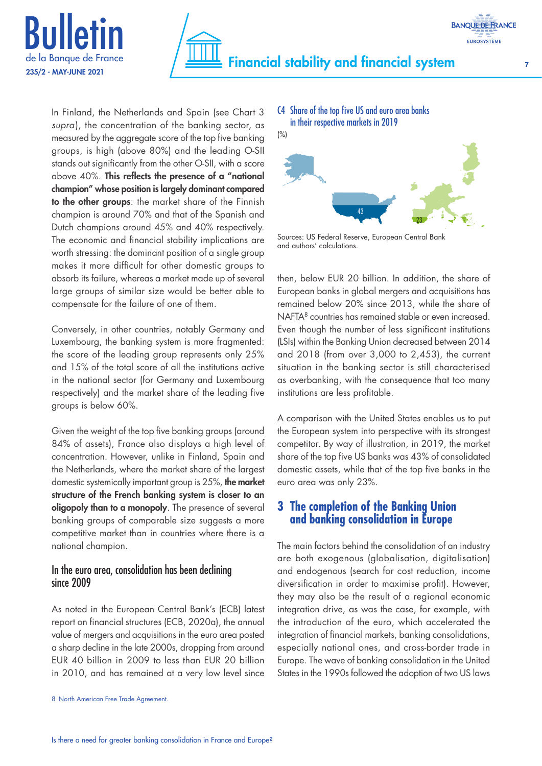In Finland, the Netherlands and Spain (see Chart 3 *supra*), the concentration of the banking sector, as measured by the aggregate score of the top five banking groups, is high (above 80%) and the leading O-SII stands out significantly from the other O-SII, with a score above 40%. **This reflects the presence of a "national champion" whose position is largely dominant compared to the other groups**: the market share of the Finnish champion is around 70% and that of the Spanish and Dutch champions around 45% and 40% respectively. The economic and financial stability implications are worth stressing: the dominant position of a single group makes it more difficult for other domestic groups to absorb its failure, whereas a market made up of several large groups of similar size would be better able to compensate for the failure of one of them.

Conversely, in other countries, notably Germany and Luxembourg, the banking system is more fragmented: the score of the leading group represents only 25% and 15% of the total score of all the institutions active in the national sector (for Germany and Luxembourg respectively) and the market share of the leading five groups is below 60%.

Given the weight of the top five banking groups (around 84% of assets), France also displays a high level of concentration. However, unlike in Finland, Spain and the Netherlands, where the market share of the largest domestic systemically important group is 25%, **the market structure of the French banking system is closer to an oligopoly than to a monopoly**. The presence of several banking groups of comparable size suggests a more competitive market than in countries where there is a national champion.

### In the euro area, consolidation has been declining since 2009

As noted in the European Central Bank's (ECB) latest report on financial structures (ECB, 2020a), the annual value of mergers and acquisitions in the euro area posted a sharp decline in the late 2000s, dropping from around EUR 40 billion in 2009 to less than EUR 20 billion in 2010, and has remained at a very low level since then, below EUR 20 billion. In addition, the share of European banks in global mergers and acquisitions has remained below 20% since 2013, while the share of NAFTA[8] countries has remained stable or even increased. Even though the number of less significant institutions (LSIs) within the Banking Union decreased between 2014 and 2018 (from over 3,000 to 2,453), the current situation in the banking sector is still characterised as overbanking, with the consequence that too many institutions are less profitable.

**C4 Share of the top five US and euro area banks in their respective markets in 2019**

(%)

| United States | Euro area |
|---|---|
| 43 | 23 |

Sources: US Federal Reserve, European Central Bank and authors' calculations.

A comparison with the United States enables us to put the European system into perspective with its strongest competitor. By way of illustration, in 2019, the market share of the top five US banks was 43% of consolidated domestic assets, while that of the top five banks in the euro area was only 23%.

## 3 The completion of the Banking Union and banking consolidation in Europe

The main factors behind the consolidation of an industry are both exogenous (globalisation, digitalisation) and endogenous (search for cost reduction, income diversification in order to maximise profit). However, they may also be the result of a regional economic integration drive, as was the case, for example, with the introduction of the euro, which accelerated the integration of financial markets, banking consolidations, especially national ones, and cross-border trade in Europe. The wave of banking consolidation in the United States in the 1990s followed the adoption of two US laws

8 North American Free Trade Agreement.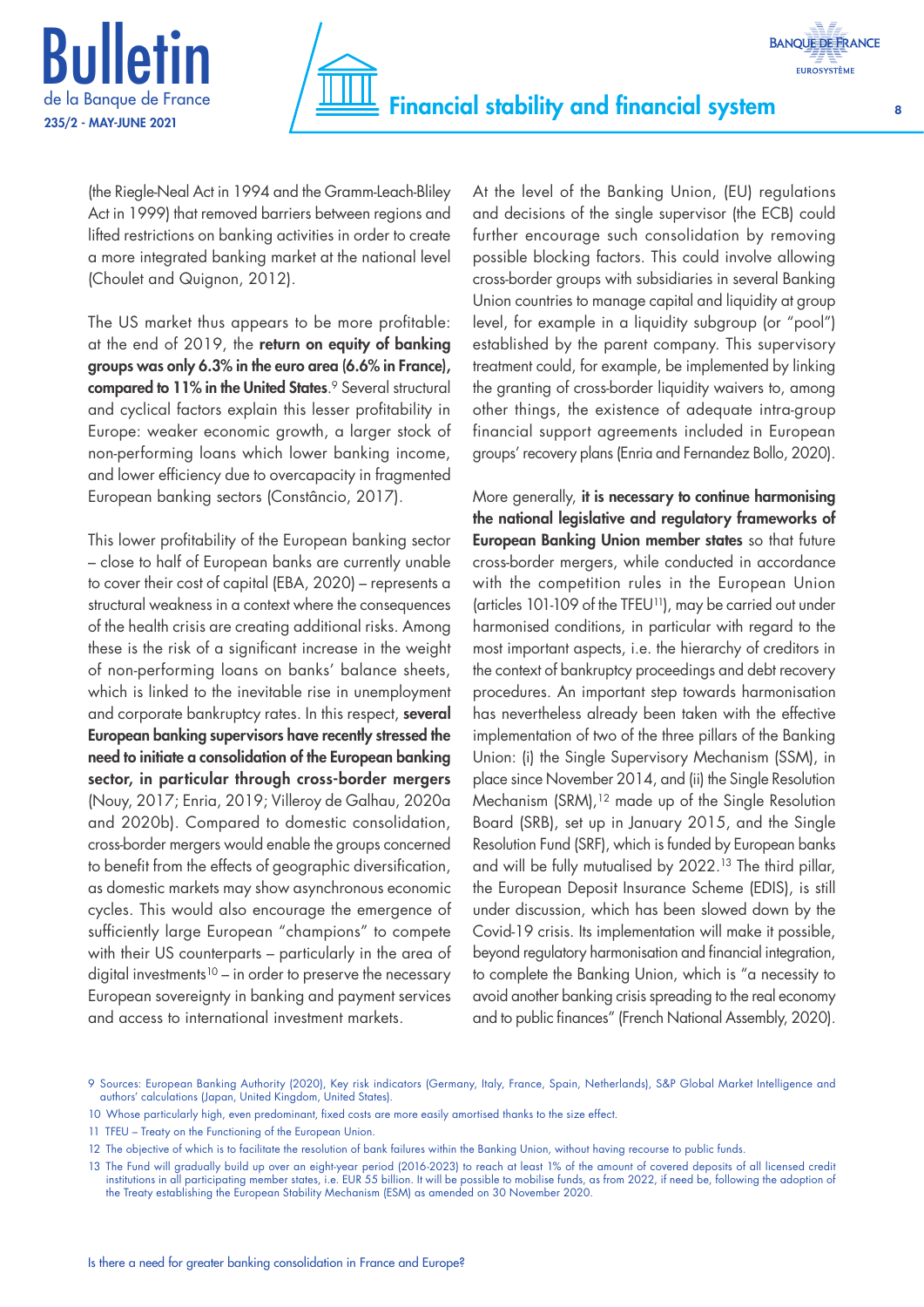(the Riegle-Neal Act in 1994 and the Gramm-Leach-Bliley Act in 1999) that removed barriers between regions and lifted restrictions on banking activities in order to create a more integrated banking market at the national level (Choulet and Quignon, 2012).

The US market thus appears to be more profitable: at the end of 2019, the **return on equity of banking groups was only 6.3% in the euro area (6.6% in France), compared to 11% in the United States**.[9] Several structural and cyclical factors explain this lesser profitability in Europe: weaker economic growth, a larger stock of non-performing loans which lower banking income, and lower efficiency due to overcapacity in fragmented European banking sectors (Constâncio, 2017).

This lower profitability of the European banking sector – close to half of European banks are currently unable to cover their cost of capital (EBA, 2020) – represents a structural weakness in a context where the consequences of the health crisis are creating additional risks. Among these is the risk of a significant increase in the weight of non-performing loans on banks' balance sheets, which is linked to the inevitable rise in unemployment and corporate bankruptcy rates. In this respect, **several European banking supervisors have recently stressed the need to initiate a consolidation of the European banking sector, in particular through cross-border mergers** (Nouy, 2017; Enria, 2019; Villeroy de Galhau, 2020a and 2020b). Compared to domestic consolidation, cross-border mergers would enable the groups concerned to benefit from the effects of geographic diversification, as domestic markets may show asynchronous economic cycles. This would also encourage the emergence of sufficiently large European "champions" to compete with their US counterparts – particularly in the area of digital investments[10] – in order to preserve the necessary European sovereignty in banking and payment services and access to international investment markets.

At the level of the Banking Union, (EU) regulations and decisions of the single supervisor (the ECB) could further encourage such consolidation by removing possible blocking factors. This could involve allowing cross-border groups with subsidiaries in several Banking Union countries to manage capital and liquidity at group level, for example in a liquidity subgroup (or "pool") established by the parent company. This supervisory treatment could, for example, be implemented by linking the granting of cross-border liquidity waivers to, among other things, the existence of adequate intra-group financial support agreements included in European groups' recovery plans (Enria and Fernandez Bollo, 2020).

More generally, **it is necessary to continue harmonising the national legislative and regulatory frameworks of European Banking Union member states** so that future cross-border mergers, while conducted in accordance with the competition rules in the European Union (articles 101-109 of the TFEU[11]), may be carried out under harmonised conditions, in particular with regard to the most important aspects, i.e. the hierarchy of creditors in the context of bankruptcy proceedings and debt recovery procedures. An important step towards harmonisation has nevertheless already been taken with the effective implementation of two of the three pillars of the Banking Union: (i) the Single Supervisory Mechanism (SSM), in place since November 2014, and (ii) the Single Resolution Mechanism (SRM),[12] made up of the Single Resolution Board (SRB), set up in January 2015, and the Single Resolution Fund (SRF), which is funded by European banks and will be fully mutualised by 2022.[13] The third pillar, the European Deposit Insurance Scheme (EDIS), is still under discussion, which has been slowed down by the Covid-19 crisis. Its implementation will make it possible, beyond regulatory harmonisation and financial integration, to complete the Banking Union, which is "a necessity to avoid another banking crisis spreading to the real economy and to public finances" (French National Assembly, 2020).

---

9 Sources: European Banking Authority (2020), Key risk indicators (Germany, Italy, France, Spain, Netherlands), S&P Global Market Intelligence and authors' calculations (Japan, United Kingdom, United States).

10 Whose particularly high, even predominant, fixed costs are more easily amortised thanks to the size effect.

11 TFEU – Treaty on the Functioning of the European Union.

12 The objective of which is to facilitate the resolution of bank failures within the Banking Union, without having recourse to public funds.

13 The Fund will gradually build up over an eight-year period (2016-2023) to reach at least 1% of the amount of covered deposits of all licensed credit institutions in all participating member states, i.e. EUR 55 billion. It will be possible to mobilise funds, as from 2022, if need be, following the adoption of the Treaty establishing the European Stability Mechanism (ESM) as amended on 30 November 2020.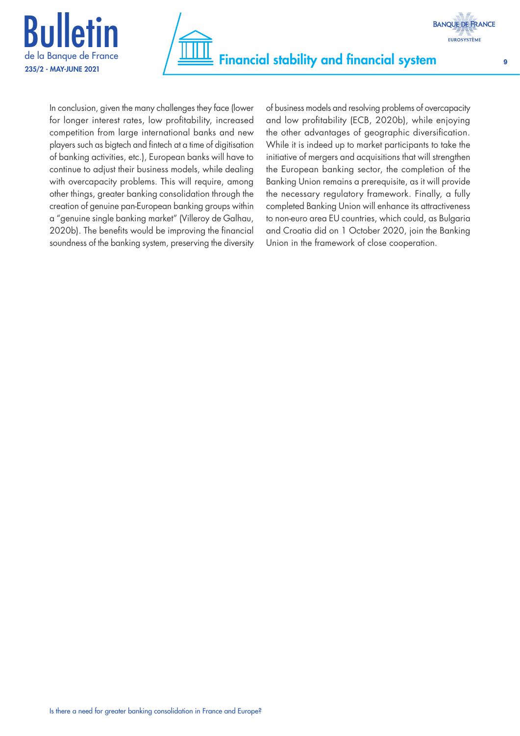In conclusion, given the many challenges they face (lower for longer interest rates, low profitability, increased competition from large international banks and new players such as bigtech and fintech at a time of digitisation of banking activities, etc.), European banks will have to continue to adjust their business models, while dealing with overcapacity problems. This will require, among other things, greater banking consolidation through the creation of genuine pan-European banking groups within a "genuine single banking market" (Villeroy de Galhau, 2020b). The benefits would be improving the financial soundness of the banking system, preserving the diversity of business models and resolving problems of overcapacity and low profitability (ECB, 2020b), while enjoying the other advantages of geographic diversification. While it is indeed up to market participants to take the initiative of mergers and acquisitions that will strengthen the European banking sector, the completion of the Banking Union remains a prerequisite, as it will provide the necessary regulatory framework. Finally, a fully completed Banking Union will enhance its attractiveness to non-euro area EU countries, which could, as Bulgaria and Croatia did on 1 October 2020, join the Banking Union in the framework of close cooperation.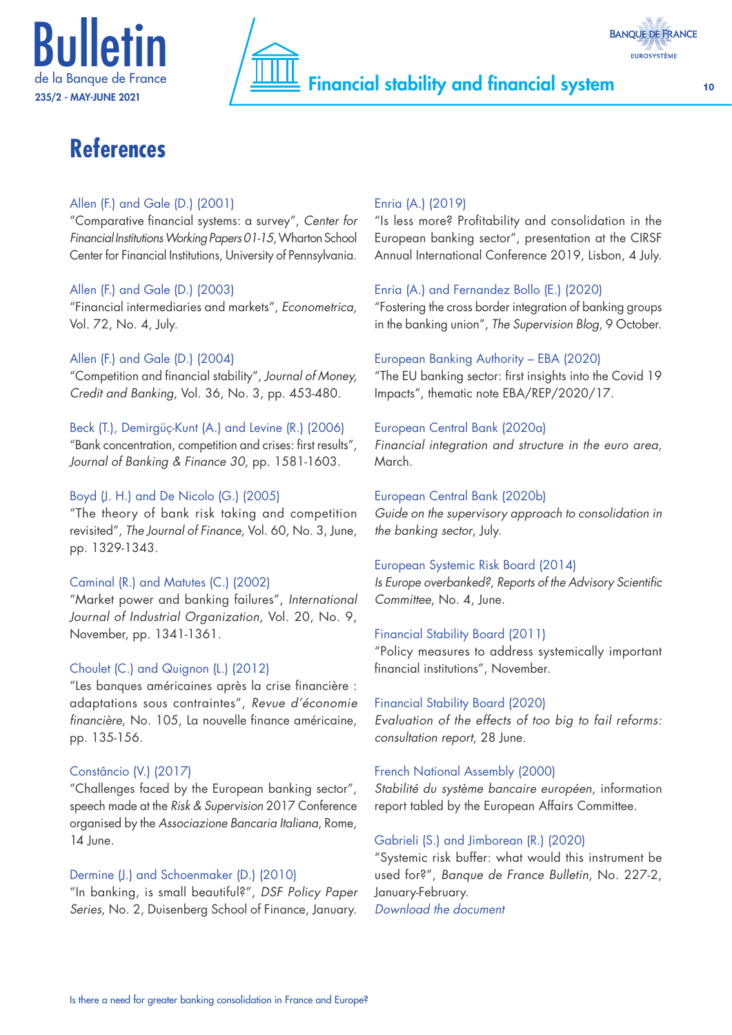# References

Allen (F.) and Gale (D.) (2001)
"Comparative financial systems: a survey", *Center for Financial Institutions Working Papers 01-15*, Wharton School Center for Financial Institutions, University of Pennsylvania.

Allen (F.) and Gale (D.) (2003)
"Financial intermediaries and markets", *Econometrica*, Vol. 72, No. 4, July.

Allen (F.) and Gale (D.) (2004)
"Competition and financial stability", *Journal of Money, Credit and Banking*, Vol. 36, No. 3, pp. 453-480.

Beck (T.), Demirgüç-Kunt (A.) and Levine (R.) (2006)
"Bank concentration, competition and crises: first results", *Journal of Banking & Finance 30*, pp. 1581-1603.

Boyd (J. H.) and De Nicolo (G.) (2005)
"The theory of bank risk taking and competition revisited", *The Journal of Finance*, Vol. 60, No. 3, June, pp. 1329-1343.

Caminal (R.) and Matutes (C.) (2002)
"Market power and banking failures", *International Journal of Industrial Organization*, Vol. 20, No. 9, November, pp. 1341-1361.

Choulet (C.) and Quignon (L.) (2012)
"Les banques américaines après la crise financière : adaptations sous contraintes", *Revue d'économie financière*, No. 105, La nouvelle finance américaine, pp. 135-156.

Constâncio (V.) (2017)
"Challenges faced by the European banking sector", speech made at the *Risk & Supervision* 2017 Conference organised by the *Associazione Bancaria Italiana*, Rome, 14 June.

Dermine (J.) and Schoenmaker (D.) (2010)
"In banking, is small beautiful?", *DSF Policy Paper Series*, No. 2, Duisenberg School of Finance, January.

Enria (A.) (2019)
"Is less more? Profitability and consolidation in the European banking sector", presentation at the CIRSF Annual International Conference 2019, Lisbon, 4 July.

Enria (A.) and Fernandez Bollo (E.) (2020)
"Fostering the cross border integration of banking groups in the banking union", *The Supervision Blog*, 9 October.

European Banking Authority – EBA (2020)
"The EU banking sector: first insights into the Covid 19 Impacts", thematic note EBA/REP/2020/17.

European Central Bank (2020a)
*Financial integration and structure in the euro area*, March.

European Central Bank (2020b)
*Guide on the supervisory approach to consolidation in the banking sector*, July.

European Systemic Risk Board (2014)
*Is Europe overbanked?, Reports of the Advisory Scientific Committee*, No. 4, June.

Financial Stability Board (2011)
"Policy measures to address systemically important financial institutions", November.

Financial Stability Board (2020)
*Evaluation of the effects of too big to fail reforms: consultation report*, 28 June.

French National Assembly (2000)
*Stabilité du système bancaire européen*, information report tabled by the European Affairs Committee.

Gabrieli (S.) and Jimborean (R.) (2020)
"Systemic risk buffer: what would this instrument be used for?", *Banque de France Bulletin*, No. 227-2, January-February.
*Download the document*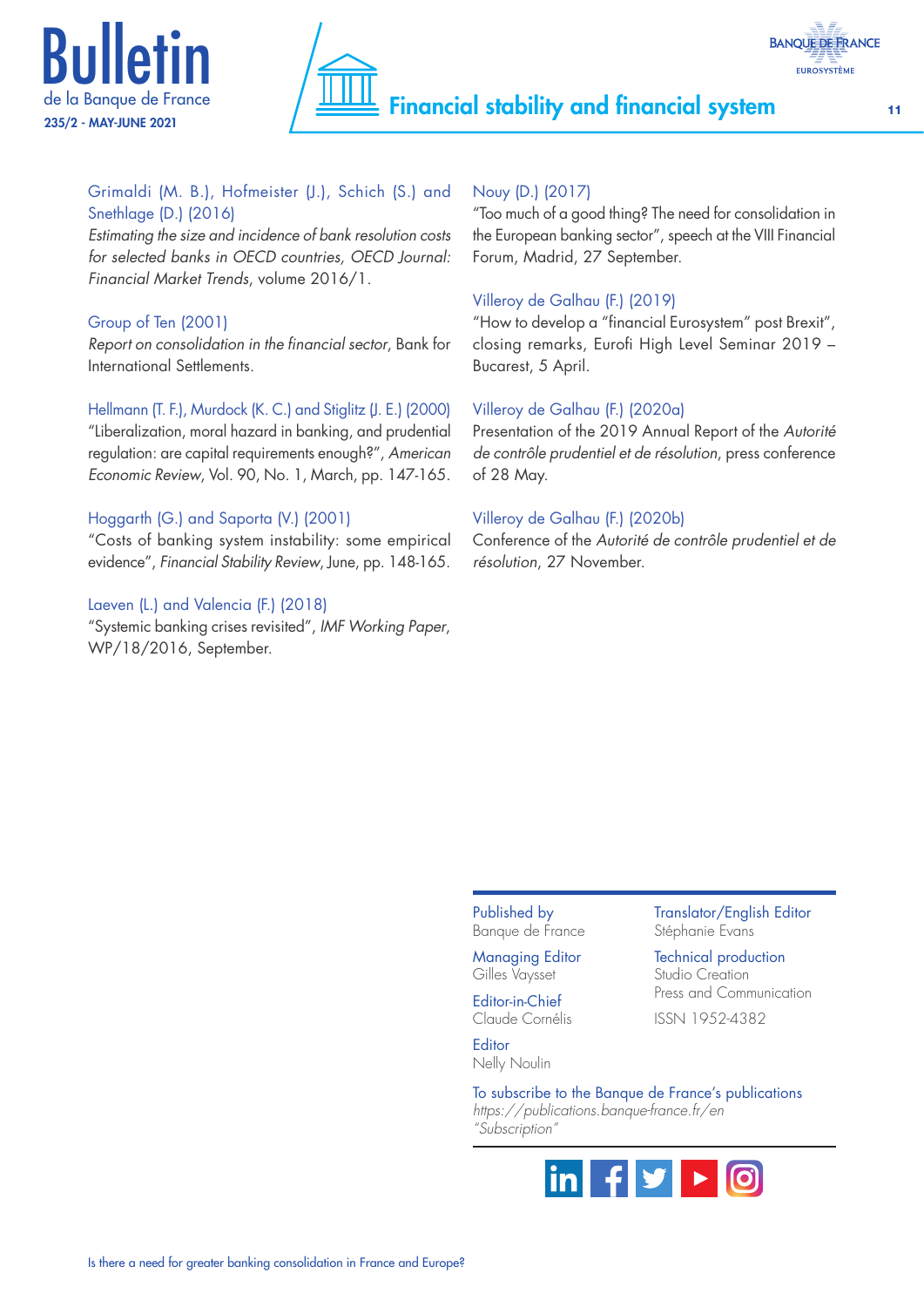Grimaldi (M. B.), Hofmeister (J.), Schich (S.) and Snethlage (D.) (2016)
*Estimating the size and incidence of bank resolution costs for selected banks in OECD countries, OECD Journal: Financial Market Trends*, volume 2016/1.

Group of Ten (2001)
*Report on consolidation in the financial sector*, Bank for International Settlements.

Hellmann (T. F.), Murdock (K. C.) and Stiglitz (J. E.) (2000)
"Liberalization, moral hazard in banking, and prudential regulation: are capital requirements enough?", *American Economic Review*, Vol. 90, No. 1, March, pp. 147-165.

Hoggarth (G.) and Saporta (V.) (2001)
"Costs of banking system instability: some empirical evidence", *Financial Stability Review*, June, pp. 148-165.

Laeven (L.) and Valencia (F.) (2018)
"Systemic banking crises revisited", *IMF Working Paper*, WP/18/2016, September.

Nouy (D.) (2017)
"Too much of a good thing? The need for consolidation in the European banking sector", speech at the VIII Financial Forum, Madrid, 27 September.

Villeroy de Galhau (F.) (2019)
"How to develop a "financial Eurosystem" post Brexit", closing remarks, Eurofi High Level Seminar 2019 – Bucarest, 5 April.

Villeroy de Galhau (F.) (2020a)
Presentation of the 2019 Annual Report of the *Autorité de contrôle prudentiel et de résolution*, press conference of 28 May.

Villeroy de Galhau (F.) (2020b)
Conference of the *Autorité de contrôle prudentiel et de résolution*, 27 November.

Published by
Banque de France

Managing Editor
Gilles Vaysset

Editor-in-Chief
Claude Cornélis

Editor
Nelly Noulin

Translator/English Editor
Stéphanie Evans

Technical production
Studio Creation
Press and Communication

ISSN 1952-4382

To subscribe to the Banque de France's publications
*https://publications.banque-france.fr/en*
*"Subscription"*